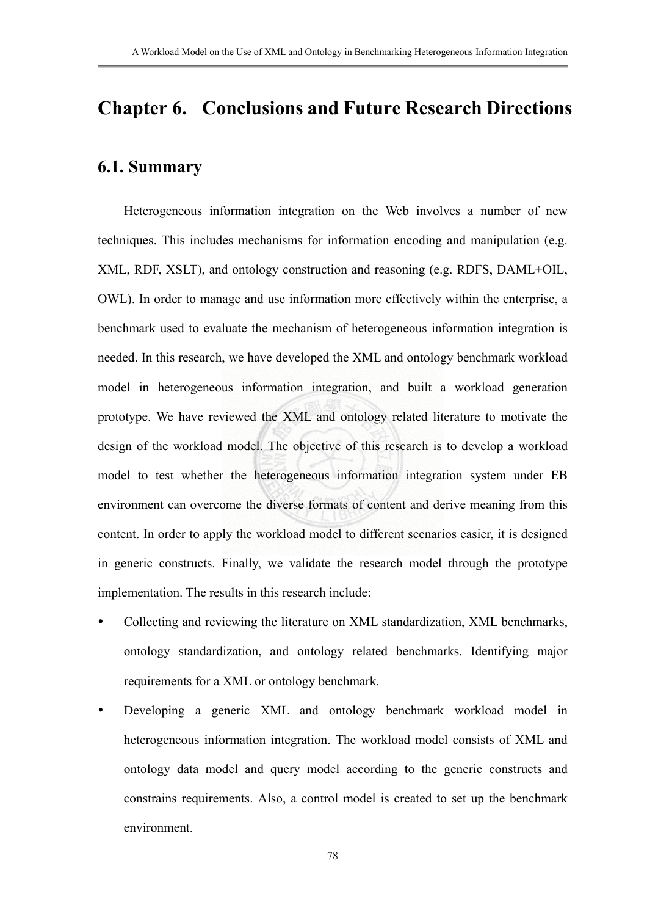# Chapter 6. Conclusions and Future Research Directions

## 6.1. Summary

Heterogeneous information integration on the Web involves a number of new techniques. This includes mechanisms for information encoding and manipulation (e.g. XML, RDF, XSLT), and ontology construction and reasoning (e.g. RDFS, DAML+OIL, OWL). In order to manage and use information more effectively within the enterprise, a benchmark used to evaluate the mechanism of heterogeneous information integration is needed. In this research, we have developed the XML and ontology benchmark workload model in heterogeneous information integration, and built a workload generation prototype. We have reviewed the XML and ontology related literature to motivate the design of the workload model. The objective of this research is to develop a workload model to test whether the heterogeneous information integration system under EB environment can overcome the diverse formats of content and derive meaning from this content. In order to apply the workload model to different scenarios easier, it is designed in generic constructs. Finally, we validate the research model through the prototype implementation. The results in this research include:

- Collecting and reviewing the literature on XML standardization, XML benchmarks, ontology standardization, and ontology related benchmarks. Identifying major requirements for a XML or ontology benchmark.
- Developing a generic XML and ontology benchmark workload model in heterogeneous information integration. The workload model consists of XML and ontology data model and query model according to the generic constructs and constrains requirements. Also, a control model is created to set up the benchmark environment.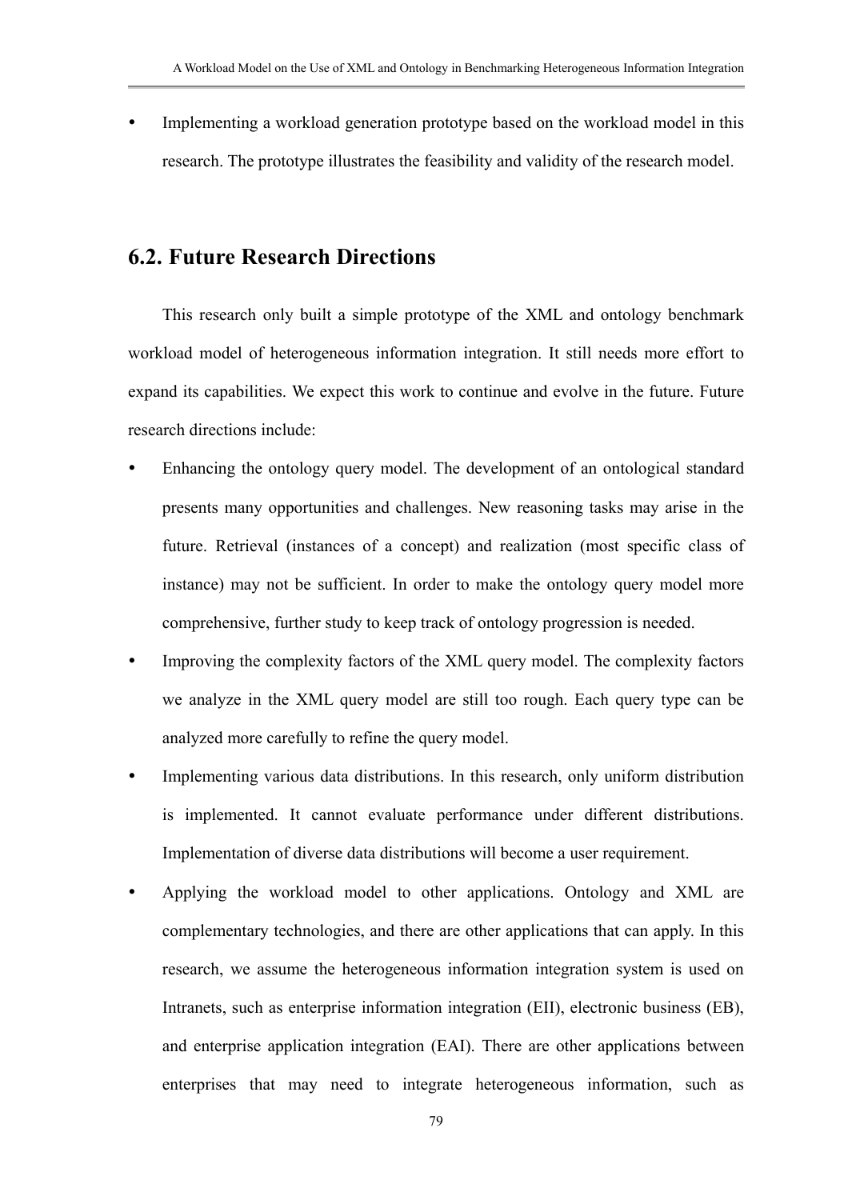- Implementing a workload generation prototype based on the workload model in this research. The prototype illustrates the feasibility and validity of the research model.

## 6.2. Future Research Directions

This research only built a simple prototype of the XML and ontology benchmark workload model of heterogeneous information integration. It still needs more effort to expand its capabilities. We expect this work to continue and evolve in the future. Future research directions include:

- Enhancing the ontology query model. The development of an ontological standard presents many opportunities and challenges. New reasoning tasks may arise in the future. Retrieval (instances of a concept) and realization (most specific class of instance) may not be sufficient. In order to make the ontology query model more comprehensive, further study to keep track of ontology progression is needed.
- Improving the complexity factors of the XML query model. The complexity factors we analyze in the XML query model are still too rough. Each query type can be analyzed more carefully to refine the query model.
- Implementing various data distributions. In this research, only uniform distribution is implemented. It cannot evaluate performance under different distributions. Implementation of diverse data distributions will become a user requirement.
- Applying the workload model to other applications. Ontology and XML are complementary technologies, and there are other applications that can apply. In this research, we assume the heterogeneous information integration system is used on Intranets, such as enterprise information integration (EII), electronic business (EB), and enterprise application integration (EAI). There are other applications between enterprises that may need to integrate heterogeneous information, such as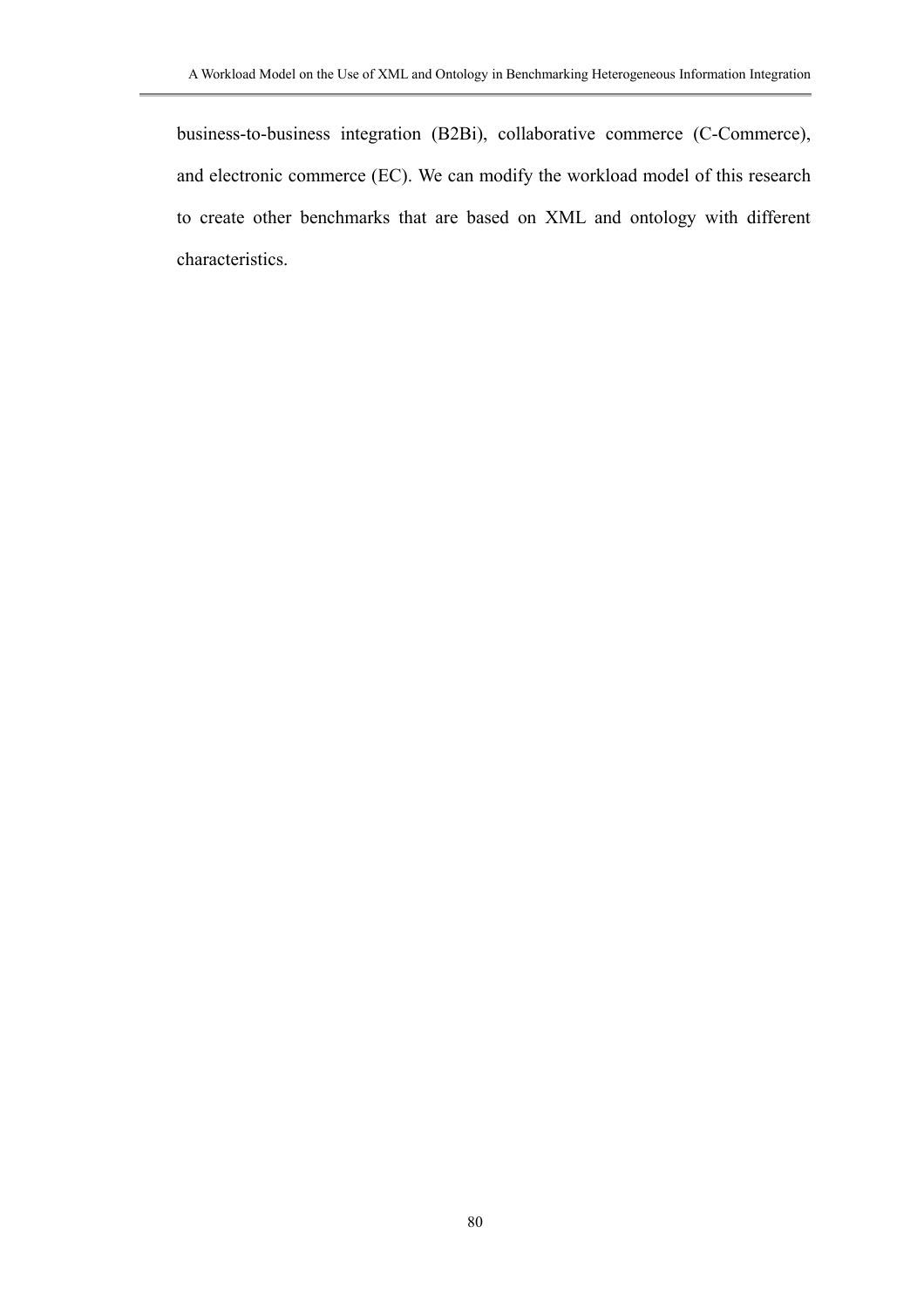business-to-business integration (B2Bi), collaborative commerce (C-Commerce), and electronic commerce (EC). We can modify the workload model of this research to create other benchmarks that are based on XML and ontology with different characteristics.